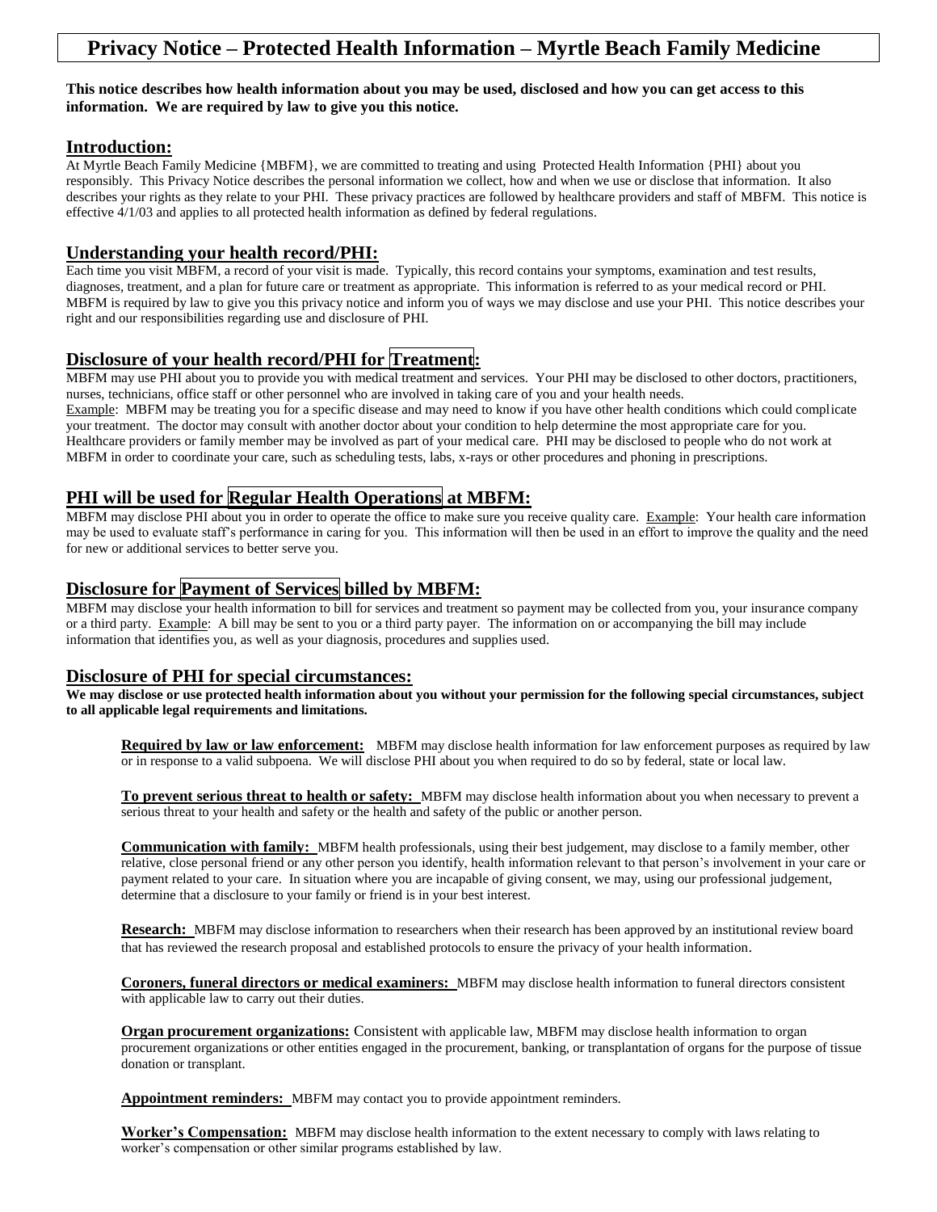# Privacy Notice – Protected Health Information – Myrtle Beach Family Medicine

**This notice describes how health information about you may be used, disclosed and how you can get access to this information. We are required by law to give you this notice.**

## Introduction:

At Myrtle Beach Family Medicine {MBFM}, we are committed to treating and using Protected Health Information {PHI} about you responsibly. This Privacy Notice describes the personal information we collect, how and when we use or disclose that information. It also describes your rights as they relate to your PHI. These privacy practices are followed by healthcare providers and staff of MBFM. This notice is effective 4/1/03 and applies to all protected health information as defined by federal regulations.

## Understanding your health record/PHI:

Each time you visit MBFM, a record of your visit is made. Typically, this record contains your symptoms, examination and test results, diagnoses, treatment, and a plan for future care or treatment as appropriate. This information is referred to as your medical record or PHI. MBFM is required by law to give you this privacy notice and inform you of ways we may disclose and use your PHI. This notice describes your right and our responsibilities regarding use and disclosure of PHI.

## Disclosure of your health record/PHI for Treatment:

MBFM may use PHI about you to provide you with medical treatment and services. Your PHI may be disclosed to other doctors, practitioners, nurses, technicians, office staff or other personnel who are involved in taking care of you and your health needs.
Example: MBFM may be treating you for a specific disease and may need to know if you have other health conditions which could complicate your treatment. The doctor may consult with another doctor about your condition to help determine the most appropriate care for you. Healthcare providers or family member may be involved as part of your medical care. PHI may be disclosed to people who do not work at MBFM in order to coordinate your care, such as scheduling tests, labs, x-rays or other procedures and phoning in prescriptions.

## PHI will be used for Regular Health Operations at MBFM:

MBFM may disclose PHI about you in order to operate the office to make sure you receive quality care. Example: Your health care information may be used to evaluate staff's performance in caring for you. This information will then be used in an effort to improve the quality and the need for new or additional services to better serve you.

## Disclosure for Payment of Services billed by MBFM:

MBFM may disclose your health information to bill for services and treatment so payment may be collected from you, your insurance company or a third party. Example: A bill may be sent to you or a third party payer. The information on or accompanying the bill may include information that identifies you, as well as your diagnosis, procedures and supplies used.

## Disclosure of PHI for special circumstances:

**We may disclose or use protected health information about you without your permission for the following special circumstances, subject to all applicable legal requirements and limitations.**

**Required by law or law enforcement:** MBFM may disclose health information for law enforcement purposes as required by law or in response to a valid subpoena. We will disclose PHI about you when required to do so by federal, state or local law.

**To prevent serious threat to health or safety:** MBFM may disclose health information about you when necessary to prevent a serious threat to your health and safety or the health and safety of the public or another person.

**Communication with family:** MBFM health professionals, using their best judgement, may disclose to a family member, other relative, close personal friend or any other person you identify, health information relevant to that person's involvement in your care or payment related to your care. In situation where you are incapable of giving consent, we may, using our professional judgement, determine that a disclosure to your family or friend is in your best interest.

**Research:** MBFM may disclose information to researchers when their research has been approved by an institutional review board that has reviewed the research proposal and established protocols to ensure the privacy of your health information.

**Coroners, funeral directors or medical examiners:** MBFM may disclose health information to funeral directors consistent with applicable law to carry out their duties.

**Organ procurement organizations:** Consistent with applicable law, MBFM may disclose health information to organ procurement organizations or other entities engaged in the procurement, banking, or transplantation of organs for the purpose of tissue donation or transplant.

**Appointment reminders:** MBFM may contact you to provide appointment reminders.

**Worker's Compensation:** MBFM may disclose health information to the extent necessary to comply with laws relating to worker's compensation or other similar programs established by law.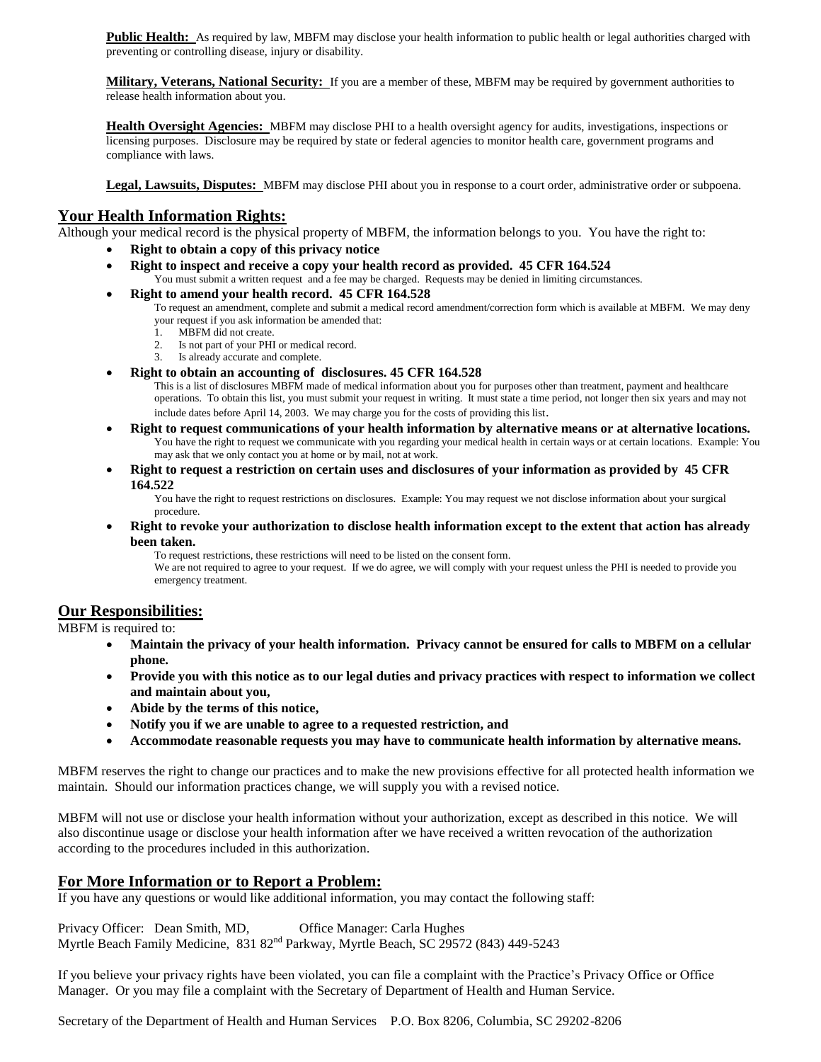**Public Health:** As required by law, MBFM may disclose your health information to public health or legal authorities charged with preventing or controlling disease, injury or disability.

**Military, Veterans, National Security:** If you are a member of these, MBFM may be required by government authorities to release health information about you.

**Health Oversight Agencies:** MBFM may disclose PHI to a health oversight agency for audits, investigations, inspections or licensing purposes. Disclosure may be required by state or federal agencies to monitor health care, government programs and compliance with laws.

**Legal, Lawsuits, Disputes:** MBFM may disclose PHI about you in response to a court order, administrative order or subpoena.

## Your Health Information Rights:

Although your medical record is the physical property of MBFM, the information belongs to you. You have the right to:

- **Right to obtain a copy of this privacy notice**
- **Right to inspect and receive a copy your health record as provided. 45 CFR 164.524**
  You must submit a written request and a fee may be charged. Requests may be denied in limiting circumstances.
- **Right to amend your health record. 45 CFR 164.528**
  To request an amendment, complete and submit a medical record amendment/correction form which is available at MBFM. We may deny your request if you ask information be amended that:
  1. MBFM did not create.
  2. Is not part of your PHI or medical record.
  3. Is already accurate and complete.
- **Right to obtain an accounting of disclosures. 45 CFR 164.528**
  This is a list of disclosures MBFM made of medical information about you for purposes other than treatment, payment and healthcare operations. To obtain this list, you must submit your request in writing. It must state a time period, not longer then six years and may not include dates before April 14, 2003. We may charge you for the costs of providing this list.
- **Right to request communications of your health information by alternative means or at alternative locations.**
  You have the right to request we communicate with you regarding your medical health in certain ways or at certain locations. Example: You may ask that we only contact you at home or by mail, not at work.
- **Right to request a restriction on certain uses and disclosures of your information as provided by 45 CFR 164.522**
  You have the right to request restrictions on disclosures. Example: You may request we not disclose information about your surgical procedure.
- **Right to revoke your authorization to disclose health information except to the extent that action has already been taken.**
  To request restrictions, these restrictions will need to be listed on the consent form.
  We are not required to agree to your request. If we do agree, we will comply with your request unless the PHI is needed to provide you emergency treatment.

## Our Responsibilities:

MBFM is required to:

- **Maintain the privacy of your health information. Privacy cannot be ensured for calls to MBFM on a cellular phone.**
- **Provide you with this notice as to our legal duties and privacy practices with respect to information we collect and maintain about you,**
- **Abide by the terms of this notice,**
- **Notify you if we are unable to agree to a requested restriction, and**
- **Accommodate reasonable requests you may have to communicate health information by alternative means.**

MBFM reserves the right to change our practices and to make the new provisions effective for all protected health information we maintain. Should our information practices change, we will supply you with a revised notice.

MBFM will not use or disclose your health information without your authorization, except as described in this notice. We will also discontinue usage or disclose your health information after we have received a written revocation of the authorization according to the procedures included in this authorization.

## For More Information or to Report a Problem:

If you have any questions or would like additional information, you may contact the following staff:

Privacy Officer: Dean Smith, MD, Office Manager: Carla Hughes
Myrtle Beach Family Medicine, 831 82nd Parkway, Myrtle Beach, SC 29572 (843) 449-5243

If you believe your privacy rights have been violated, you can file a complaint with the Practice's Privacy Office or Office Manager. Or you may file a complaint with the Secretary of Department of Health and Human Service.

Secretary of the Department of Health and Human Services P.O. Box 8206, Columbia, SC 29202-8206